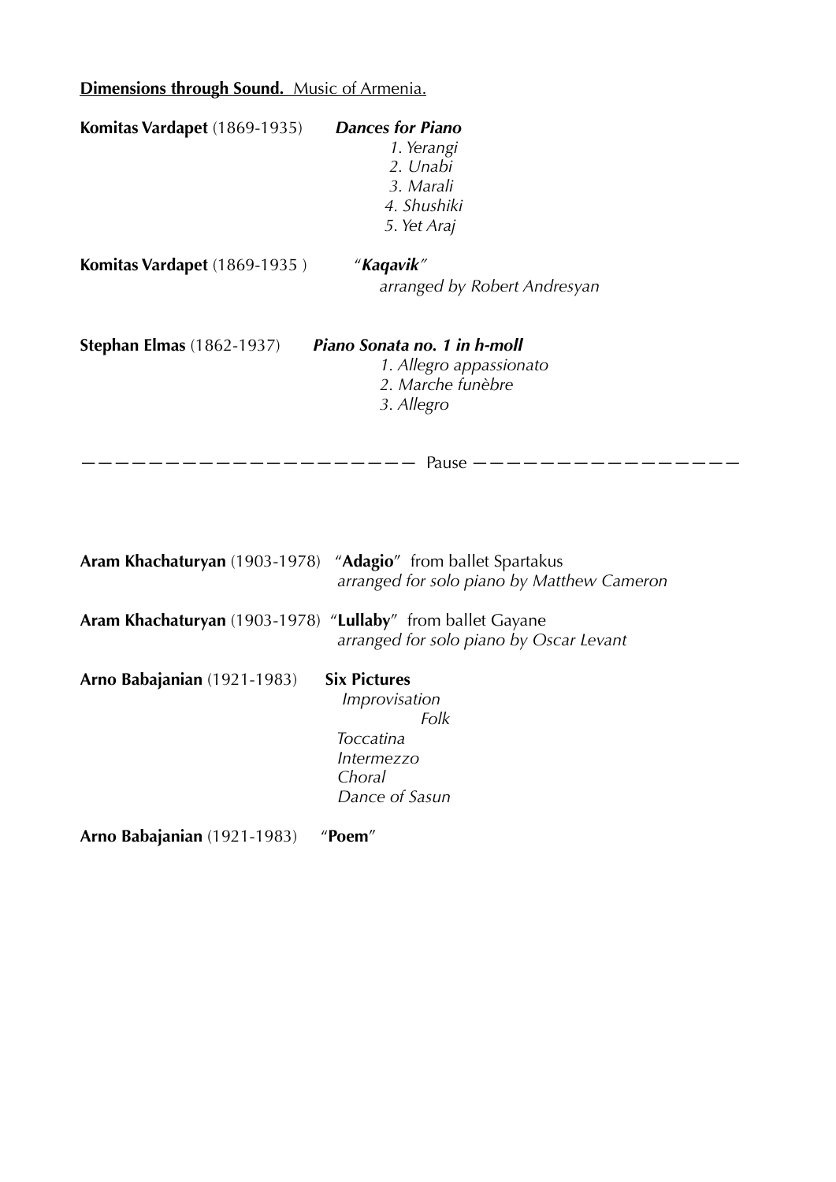**Dimensions through Sound.** Music of Armenia.

**Komitas Vardapet** (1869-1935) ***Dances for Piano***

*1. Yerangi*
*2. Unabi*
*3. Marali*
*4. Shushiki*
*5. Yet Araj*

**Komitas Vardapet** (1869-1935 ) "***Kaqavik***"

*arranged by Robert Andresyan*

**Stephan Elmas** (1862-1937) ***Piano Sonata no. 1 in h-moll***

*1. Allegro appassionato*
*2. Marche funèbre*
*3. Allegro*

——————————————————— Pause ———————————————

**Aram Khachaturyan** (1903-1978) "**Adagio**" from ballet Spartakus

*arranged for solo piano by Matthew Cameron*

**Aram Khachaturyan** (1903-1978) "**Lullaby**" from ballet Gayane

*arranged for solo piano by Oscar Levant*

**Arno Babajanian** (1921-1983) **Six Pictures**

*Improvisation*
*Folk*
*Toccatina*
*Intermezzo*
*Choral*
*Dance of Sasun*

**Arno Babajanian** (1921-1983) "**Poem**"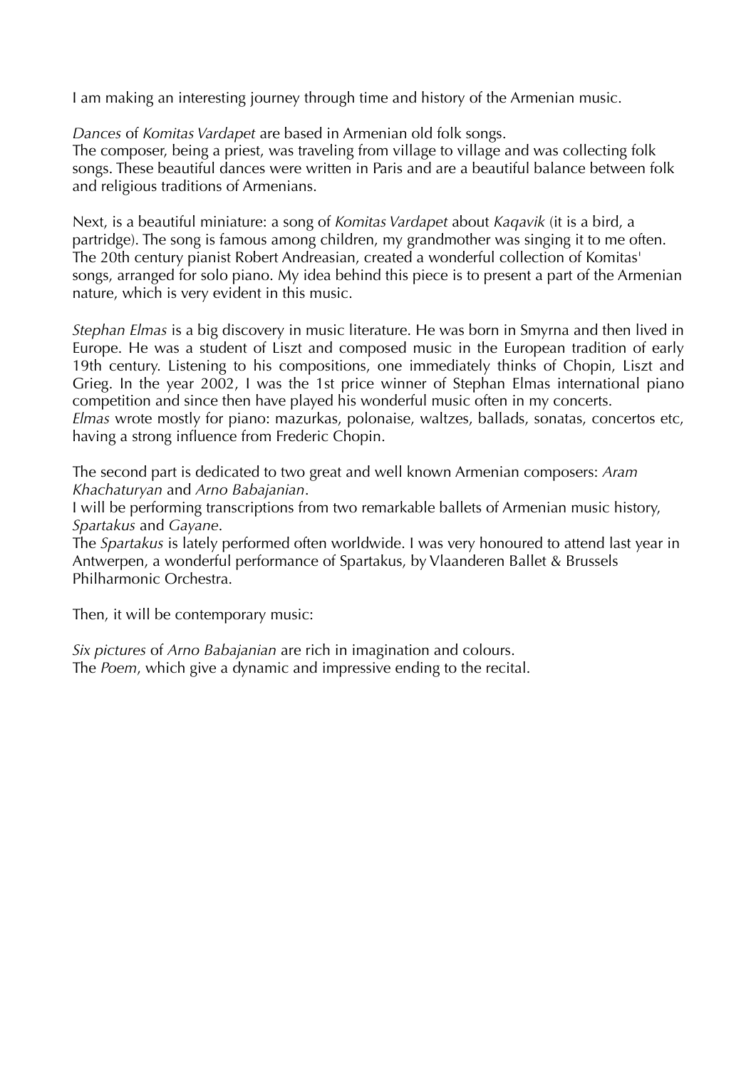I am making an interesting journey through time and history of the Armenian music.

*Dances* of *Komitas Vardapet* are based in Armenian old folk songs.
The composer, being a priest, was traveling from village to village and was collecting folk songs. These beautiful dances were written in Paris and are a beautiful balance between folk and religious traditions of Armenians.

Next, is a beautiful miniature: a song of *Komitas Vardapet* about *Kaqavik* (it is a bird, a partridge). The song is famous among children, my grandmother was singing it to me often. The 20th century pianist Robert Andreasian, created a wonderful collection of Komitas' songs, arranged for solo piano. My idea behind this piece is to present a part of the Armenian nature, which is very evident in this music.

*Stephan Elmas* is a big discovery in music literature. He was born in Smyrna and then lived in Europe. He was a student of Liszt and composed music in the European tradition of early 19th century. Listening to his compositions, one immediately thinks of Chopin, Liszt and Grieg. In the year 2002, I was the 1st price winner of Stephan Elmas international piano competition and since then have played his wonderful music often in my concerts.
*Elmas* wrote mostly for piano: mazurkas, polonaise, waltzes, ballads, sonatas, concertos etc, having a strong influence from Frederic Chopin.

The second part is dedicated to two great and well known Armenian composers: *Aram Khachaturyan* and *Arno Babajanian*.
I will be performing transcriptions from two remarkable ballets of Armenian music history, *Spartakus* and *Gayane*.
The *Spartakus* is lately performed often worldwide. I was very honoured to attend last year in Antwerpen, a wonderful performance of Spartakus, by Vlaanderen Ballet & Brussels Philharmonic Orchestra.

Then, it will be contemporary music:

*Six pictures* of *Arno Babajanian* are rich in imagination and colours.
The *Poem*, which give a dynamic and impressive ending to the recital.